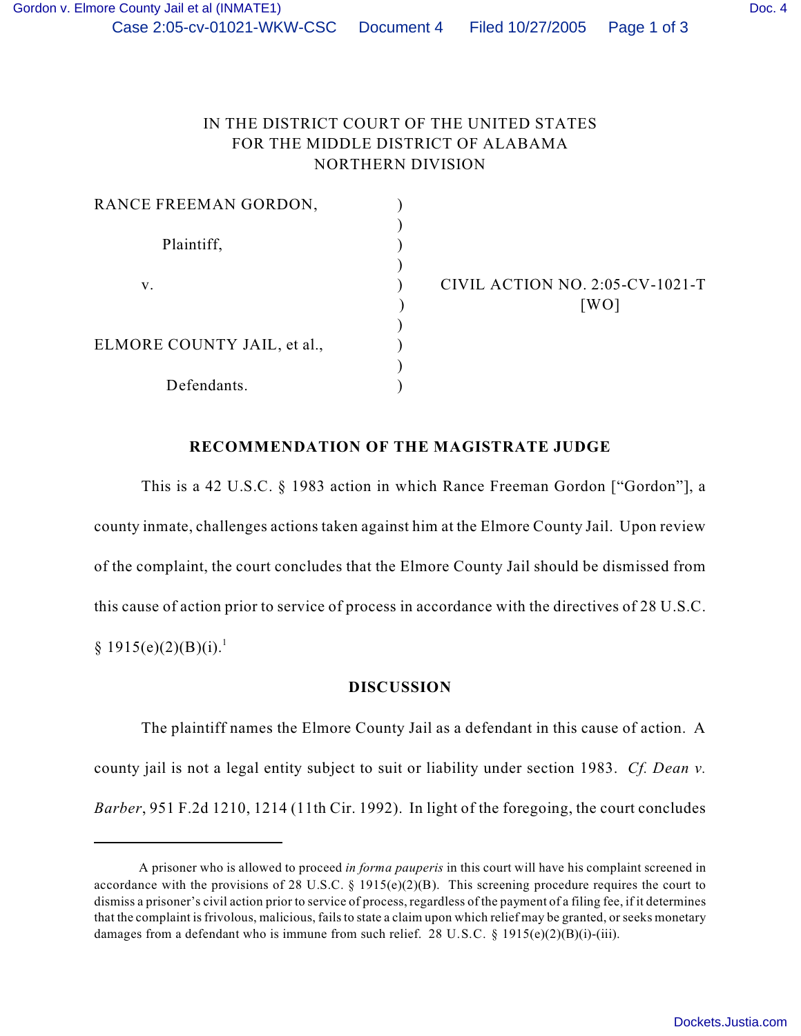IN THE DISTRICT COURT OF THE UNITED STATES
FOR THE MIDDLE DISTRICT OF ALABAMA
NORTHERN DIVISION

RANCE FREEMAN GORDON, )
)
Plaintiff, )
)
v. ) CIVIL ACTION NO. 2:05-CV-1021-T
) [WO]
)
ELMORE COUNTY JAIL, et al., )
)
Defendants. )

## RECOMMENDATION OF THE MAGISTRATE JUDGE

This is a 42 U.S.C. § 1983 action in which Rance Freeman Gordon ["Gordon"], a county inmate, challenges actions taken against him at the Elmore County Jail. Upon review of the complaint, the court concludes that the Elmore County Jail should be dismissed from this cause of action prior to service of process in accordance with the directives of 28 U.S.C. § 1915(e)(2)(B)(i).[1]

## DISCUSSION

The plaintiff names the Elmore County Jail as a defendant in this cause of action. A county jail is not a legal entity subject to suit or liability under section 1983. *Cf. Dean v. Barber*, 951 F.2d 1210, 1214 (11th Cir. 1992). In light of the foregoing, the court concludes

---

[1] A prisoner who is allowed to proceed *in forma pauperis* in this court will have his complaint screened in accordance with the provisions of 28 U.S.C. § 1915(e)(2)(B). This screening procedure requires the court to dismiss a prisoner's civil action prior to service of process, regardless of the payment of a filing fee, if it determines that the complaint is frivolous, malicious, fails to state a claim upon which relief may be granted, or seeks monetary damages from a defendant who is immune from such relief. 28 U.S.C. § 1915(e)(2)(B)(i)-(iii).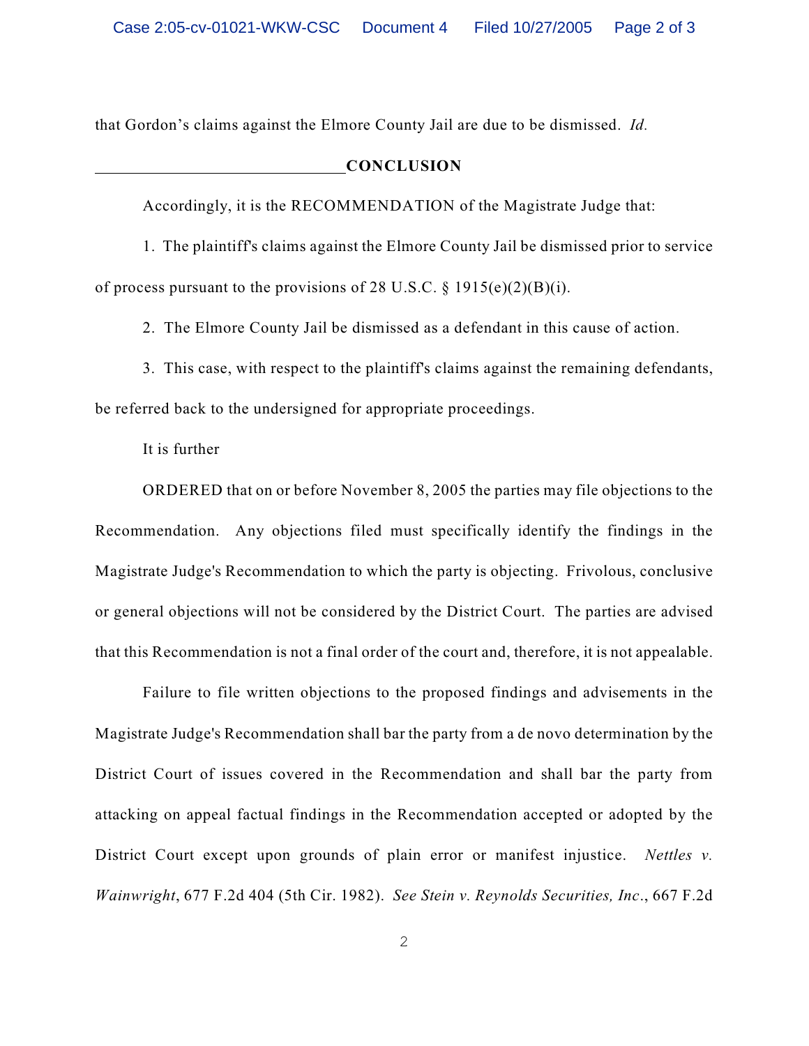that Gordon's claims against the Elmore County Jail are due to be dismissed. *Id.*

## CONCLUSION

Accordingly, it is the RECOMMENDATION of the Magistrate Judge that:

1. The plaintiff's claims against the Elmore County Jail be dismissed prior to service of process pursuant to the provisions of 28 U.S.C. § 1915(e)(2)(B)(i).

2. The Elmore County Jail be dismissed as a defendant in this cause of action.

3. This case, with respect to the plaintiff's claims against the remaining defendants, be referred back to the undersigned for appropriate proceedings.

It is further

ORDERED that on or before November 8, 2005 the parties may file objections to the Recommendation. Any objections filed must specifically identify the findings in the Magistrate Judge's Recommendation to which the party is objecting. Frivolous, conclusive or general objections will not be considered by the District Court. The parties are advised that this Recommendation is not a final order of the court and, therefore, it is not appealable.

Failure to file written objections to the proposed findings and advisements in the Magistrate Judge's Recommendation shall bar the party from a de novo determination by the District Court of issues covered in the Recommendation and shall bar the party from attacking on appeal factual findings in the Recommendation accepted or adopted by the District Court except upon grounds of plain error or manifest injustice. *Nettles v. Wainwright*, 677 F.2d 404 (5th Cir. 1982). *See Stein v. Reynolds Securities, Inc.*, 667 F.2d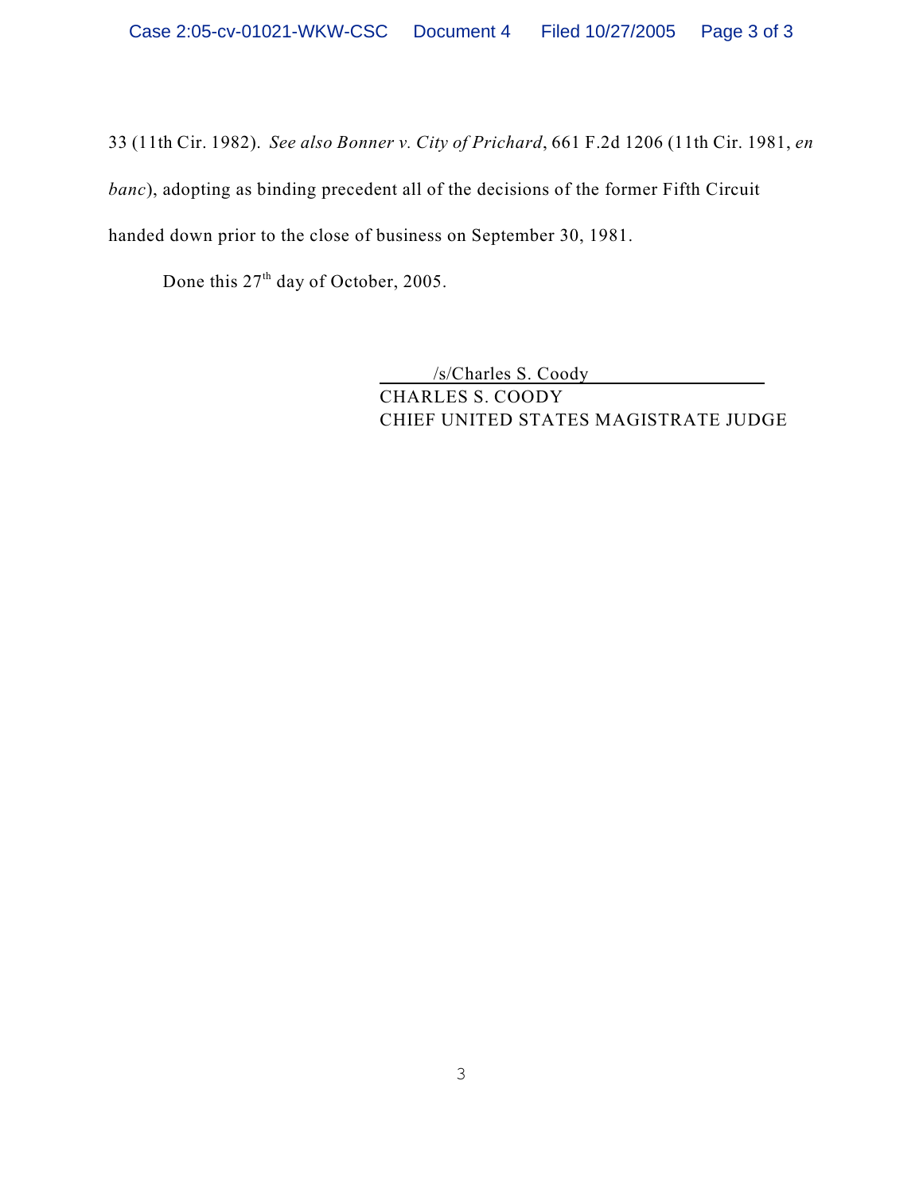33 (11th Cir. 1982). *See also Bonner v. City of Prichard*, 661 F.2d 1206 (11th Cir. 1981, *en banc*), adopting as binding precedent all of the decisions of the former Fifth Circuit handed down prior to the close of business on September 30, 1981.

Done this 27th day of October, 2005.

/s/Charles S. Coody
CHARLES S. COODY
CHIEF UNITED STATES MAGISTRATE JUDGE